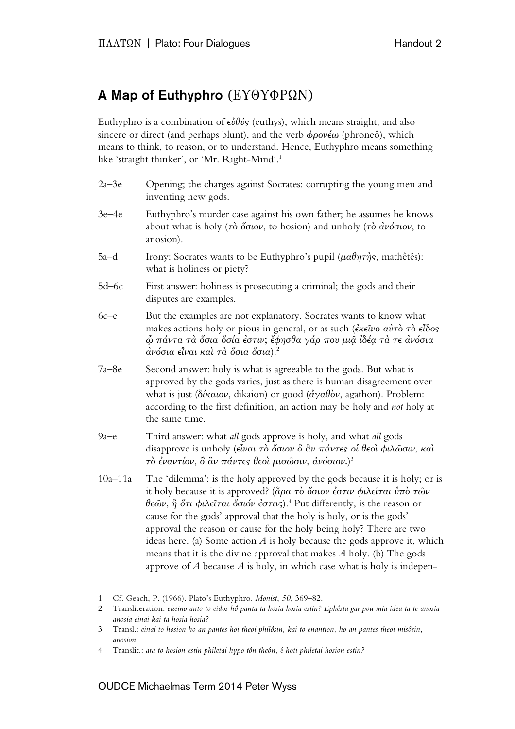## A Map of Euthyphro (ΕΥΘΥΦΡΩΝ)

Euthyphro is a combination of εὐθύς (euthys), which means straight, and also sincere or direct (and perhaps blunt), and the verb φρονέω (phroneô), which means to think, to reason, or to understand. Hence, Euthyphro means something like 'straight thinker', or 'Mr. Right-Mind'.[1]

| | |
|---|---|
| 2a–3e | Opening; the charges against Socrates: corrupting the young men and inventing new gods. |
| 3e–4e | Euthyphro's murder case against his own father; he assumes he knows about what is holy (τὸ ὅσιον, to hosion) and unholy (τὸ ἀνόσιον, to anosion). |
| 5a–d | Irony: Socrates wants to be Euthyphro's pupil (μαθητὴς, mathêtês): what is holiness or piety? |
| 5d–6c | First answer: holiness is prosecuting a criminal; the gods and their disputes are examples. |
| 6c–e | But the examples are not explanatory. Socrates wants to know what makes actions holy or pious in general, or as such (ἐκεῖνο αὐτὸ τὸ εἶδος ᾧ πάντα τὰ ὅσια ὅσιά ἐστιν; ἔφησθα γάρ που μιᾷ ἰδέᾳ τά τε ἀνόσια ἀνόσια εἶναι καὶ τὰ ὅσια ὅσια).[2] |
| 7a–8e | Second answer: holy is what is agreeable to the gods. But what is approved by the gods varies, just as there is human disagreement over what is just (δίκαιον, dikaion) or good (ἀγαθὸν, agathon). Problem: according to the first definition, an action may be holy and *not* holy at the same time. |
| 9a–e | Third answer: what *all* gods approve is holy, and what *all* gods disapprove is unholy (εἶναι τὸ ὅσιον ὃ ἂν πάντες οἱ θεοὶ φιλῶσιν, καὶ τὸ ἐναντίον, ὃ ἂν πάντες θεοὶ μισῶσιν, ἀνόσιον.)[3] |
| 10a–11a | The 'dilemma': is the holy approved by the gods because it is holy; or is it holy because it is approved? (ἆρα τὸ ὅσιον ἐστιν φιλεῖται ὑπὸ τῶν θεῶν, ἢ ὅτι φιλεῖται ὅσιόν ἐστιν;).[4] Put differently, is the reason or cause for the gods' approval that the holy is holy, or is the gods' approval the reason or cause for the holy being holy? There are two ideas here. (a) Some action *A* is holy because the gods approve it, which means that it is the divine approval that makes *A* holy. (b) The gods approve of *A* because *A* is holy, in which case what is holy is indepen- |

1 Cf. Geach, P. (1966). Plato's Euthyphro. *Monist*, *50*, 369–82.

2 Transliteration: *ekeino auto to eidos hô panta ta hosia hosia estin? Ephêsta gar pou mia idea ta te anosia anosia einai kai ta hosia hosia?*

3 Transl.: *einai to hosion ho an pantes hoi theoi philôsin, kai to enantion, ho an pantes theoi misôsin, anosion.*

4 Translit.: *ara to hosion estin philetai hypo tôn theôn, ê hoti philetai hosion estin?*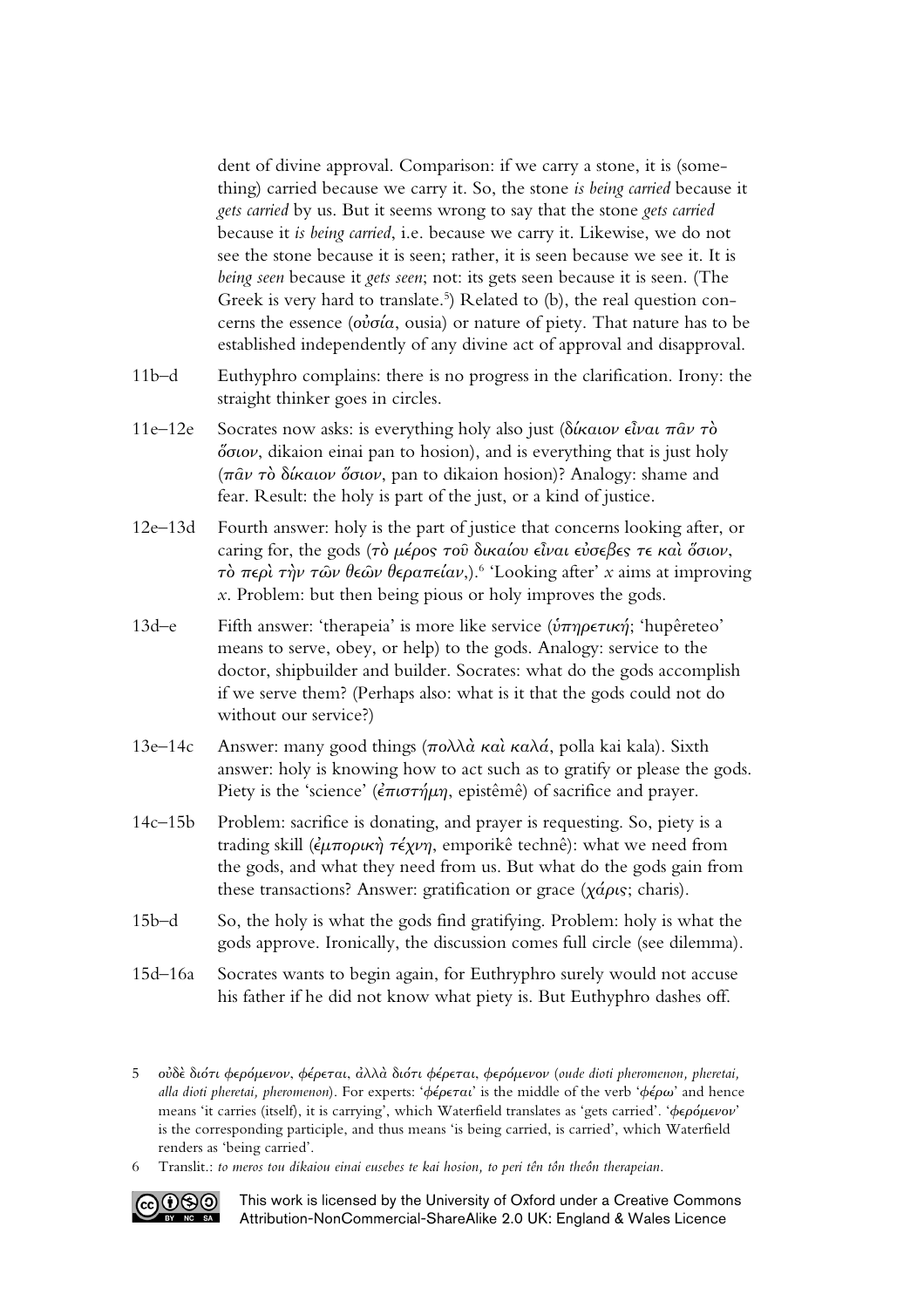dent of divine approval. Comparison: if we carry a stone, it is (something) carried because we carry it. So, the stone *is being carried* because it *gets carried* by us. But it seems wrong to say that the stone *gets carried* because it *is being carried*, i.e. because we carry it. Likewise, we do not see the stone because it is seen; rather, it is seen because we see it. It is *being seen* because it *gets seen*; not: its gets seen because it is seen. (The Greek is very hard to translate.[5]) Related to (b), the real question concerns the essence (*οὐσία*, ousia) or nature of piety. That nature has to be established independently of any divine act of approval and disapproval.

| | |
|---|---|
| 11b–d | Euthyphro complains: there is no progress in the clarification. Irony: the straight thinker goes in circles. |
| 11e–12e | Socrates now asks: is everything holy also just (*δίκαιον εἶναι πᾶν τὸ ὅσιον*, dikaion einai pan to hosion), and is everything that is just holy (*πᾶν τὸ δίκαιον ὅσιον*, pan to dikaion hosion)? Analogy: shame and fear. Result: the holy is part of the just, or a kind of justice. |
| 12e–13d | Fourth answer: holy is the part of justice that concerns looking after, or caring for, the gods (*τὸ μέρος τοῦ δικαίου εἶναι εὐσεβές τε καὶ ὅσιον, τὸ περὶ τὴν τῶν θεῶν θεραπείαν*,).[6] 'Looking after' *x* aims at improving *x*. Problem: but then being pious or holy improves the gods. |
| 13d–e | Fifth answer: 'therapeia' is more like service (*ὑπηρετική*; 'hupêreteo' means to serve, obey, or help) to the gods. Analogy: service to the doctor, shipbuilder and builder. Socrates: what do the gods accomplish if we serve them? (Perhaps also: what is it that the gods could not do without our service?) |
| 13e–14c | Answer: many good things (*πολλὰ καὶ καλά*, polla kai kala). Sixth answer: holy is knowing how to act such as to gratify or please the gods. Piety is the 'science' (*ἐπιστήμη*, epistêmê) of sacrifice and prayer. |
| 14c–15b | Problem: sacrifice is donating, and prayer is requesting. So, piety is a trading skill (*ἐμπορικὴ τέχνη*, emporikê technê): what we need from the gods, and what they need from us. But what do the gods gain from these transactions? Answer: gratification or grace (*χάρις*; charis). |
| 15b–d | So, the holy is what the gods find gratifying. Problem: holy is what the gods approve. Ironically, the discussion comes full circle (see dilemma). |
| 15d–16a | Socrates wants to begin again, for Euthryphro surely would not accuse his father if he did not know what piety is. But Euthyphro dashes off. |

5 *οὐδὲ διότι φερόμενον, φέρεται, ἀλλὰ διότι φέρεται, φερόμενον* (*oude dioti pheromenon, pheretai, alla dioti pheretai, pheromenon*). For experts: '*φέρεται*' is the middle of the verb '*φέρω*' and hence means 'it carries (itself), it is carrying', which Waterfield translates as 'gets carried'. '*φερόμενον*' is the corresponding participle, and thus means 'is being carried, is carried', which Waterfield renders as 'being carried'.

6 Translit.: *to meros tou dikaiou einai eusebes te kai hosion, to peri tên tôn theôn therapeian.*

This work is licensed by the University of Oxford under a Creative Commons Attribution-NonCommercial-ShareAlike 2.0 UK: England & Wales Licence